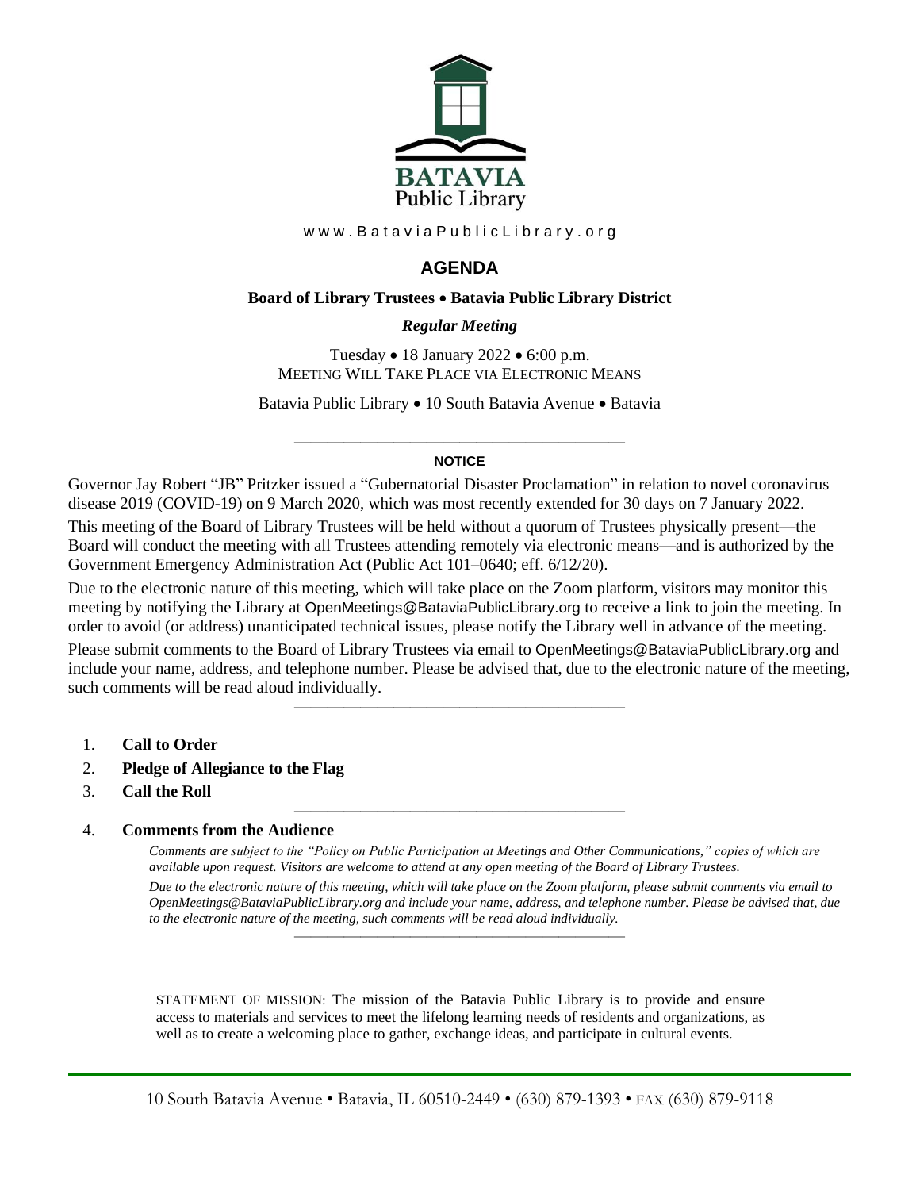BATAVIA
Public Library

www.BataviaPublicLibrary.org

# AGENDA

**Board of Library Trustees • Batavia Public Library District**

***Regular Meeting***

Tuesday • 18 January 2022 • 6:00 p.m.
MEETING WILL TAKE PLACE VIA ELECTRONIC MEANS

Batavia Public Library • 10 South Batavia Avenue • Batavia

---

**NOTICE**

Governor Jay Robert "JB" Pritzker issued a "Gubernatorial Disaster Proclamation" in relation to novel coronavirus disease 2019 (COVID-19) on 9 March 2020, which was most recently extended for 30 days on 7 January 2022.

This meeting of the Board of Library Trustees will be held without a quorum of Trustees physically present—the Board will conduct the meeting with all Trustees attending remotely via electronic means—and is authorized by the Government Emergency Administration Act (Public Act 101–0640; eff. 6/12/20).

Due to the electronic nature of this meeting, which will take place on the Zoom platform, visitors may monitor this meeting by notifying the Library at OpenMeetings@BataviaPublicLibrary.org to receive a link to join the meeting. In order to avoid (or address) unanticipated technical issues, please notify the Library well in advance of the meeting.

Please submit comments to the Board of Library Trustees via email to OpenMeetings@BataviaPublicLibrary.org and include your name, address, and telephone number. Please be advised that, due to the electronic nature of the meeting, such comments will be read aloud individually.

---

1. **Call to Order**
2. **Pledge of Allegiance to the Flag**
3. **Call the Roll**

---

4. **Comments from the Audience**

   *Comments are subject to the "Policy on Public Participation at Meetings and Other Communications," copies of which are available upon request. Visitors are welcome to attend at any open meeting of the Board of Library Trustees.*

   *Due to the electronic nature of this meeting, which will take place on the Zoom platform, please submit comments via email to OpenMeetings@BataviaPublicLibrary.org and include your name, address, and telephone number. Please be advised that, due to the electronic nature of the meeting, such comments will be read aloud individually.*

---

STATEMENT OF MISSION: The mission of the Batavia Public Library is to provide and ensure access to materials and services to meet the lifelong learning needs of residents and organizations, as well as to create a welcoming place to gather, exchange ideas, and participate in cultural events.

10 South Batavia Avenue • Batavia, IL 60510-2449 • (630) 879-1393 • FAX (630) 879-9118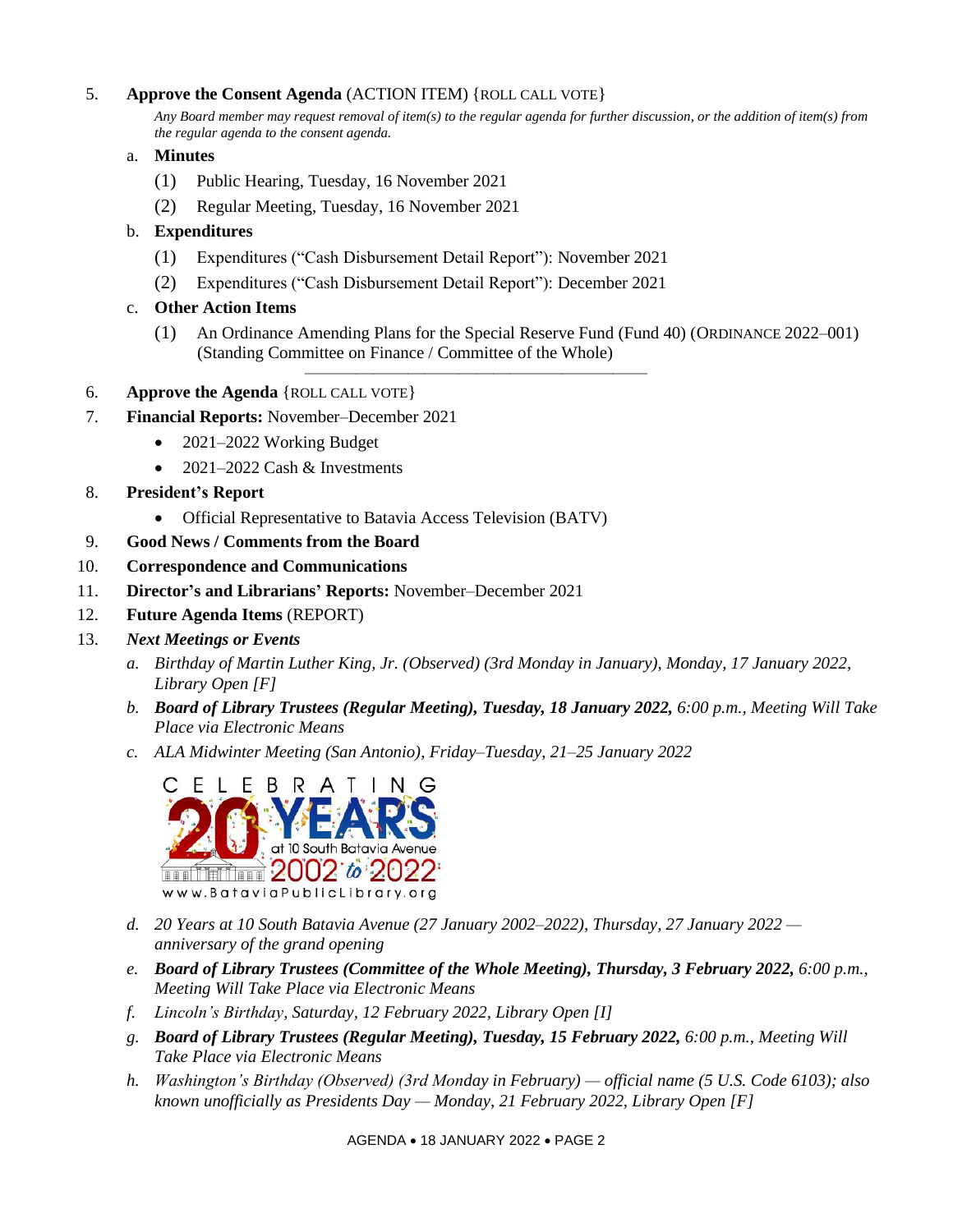5. **Approve the Consent Agenda** (ACTION ITEM) {ROLL CALL VOTE}

   *Any Board member may request removal of item(s) to the regular agenda for further discussion, or the addition of item(s) from the regular agenda to the consent agenda.*

   a. **Minutes**
      (1) Public Hearing, Tuesday, 16 November 2021
      (2) Regular Meeting, Tuesday, 16 November 2021

   b. **Expenditures**
      (1) Expenditures ("Cash Disbursement Detail Report"): November 2021
      (2) Expenditures ("Cash Disbursement Detail Report"): December 2021

   c. **Other Action Items**
      (1) An Ordinance Amending Plans for the Special Reserve Fund (Fund 40) (ORDINANCE 2022–001) (Standing Committee on Finance / Committee of the Whole)

---

6. **Approve the Agenda** {ROLL CALL VOTE}

7. **Financial Reports:** November–December 2021
   - 2021–2022 Working Budget
   - 2021–2022 Cash & Investments

8. **President's Report**
   - Official Representative to Batavia Access Television (BATV)

9. **Good News / Comments from the Board**

10. **Correspondence and Communications**

11. **Director's and Librarians' Reports:** November–December 2021

12. **Future Agenda Items** (REPORT)

13. ***Next Meetings or Events***

   a. *Birthday of Martin Luther King, Jr. (Observed) (3rd Monday in January), Monday, 17 January 2022, Library Open [F]*

   b. ***Board of Library Trustees (Regular Meeting), Tuesday, 18 January 2022,** 6:00 p.m., Meeting Will Take Place via Electronic Means*

   c. *ALA Midwinter Meeting (San Antonio), Friday–Tuesday, 21–25 January 2022*

   CELEBRATING 20 YEARS at 10 South Batavia Avenue 2002 to 2022 www.BataviaPublicLibrary.org

   d. *20 Years at 10 South Batavia Avenue (27 January 2002–2022), Thursday, 27 January 2022 — anniversary of the grand opening*

   e. ***Board of Library Trustees (Committee of the Whole Meeting), Thursday, 3 February 2022,** 6:00 p.m., Meeting Will Take Place via Electronic Means*

   f. *Lincoln's Birthday, Saturday, 12 February 2022, Library Open [I]*

   g. ***Board of Library Trustees (Regular Meeting), Tuesday, 15 February 2022,** 6:00 p.m., Meeting Will Take Place via Electronic Means*

   h. *Washington's Birthday (Observed) (3rd Monday in February) — official name (5 U.S. Code 6103); also known unofficially as Presidents Day — Monday, 21 February 2022, Library Open [F]*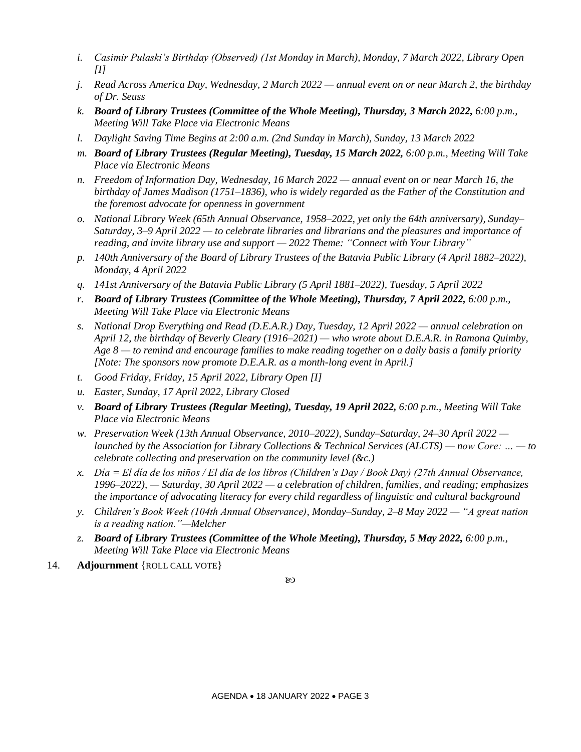i. *Casimir Pulaski's Birthday (Observed) (1st Monday in March), Monday, 7 March 2022, Library Open [I]*
j. *Read Across America Day, Wednesday, 2 March 2022 — annual event on or near March 2, the birthday of Dr. Seuss*
k. ***Board of Library Trustees (Committee of the Whole Meeting), Thursday, 3 March 2022,** 6:00 p.m., Meeting Will Take Place via Electronic Means*
l. *Daylight Saving Time Begins at 2:00 a.m. (2nd Sunday in March), Sunday, 13 March 2022*
m. ***Board of Library Trustees (Regular Meeting), Tuesday, 15 March 2022,** 6:00 p.m., Meeting Will Take Place via Electronic Means*
n. *Freedom of Information Day, Wednesday, 16 March 2022 — annual event on or near March 16, the birthday of James Madison (1751–1836), who is widely regarded as the Father of the Constitution and the foremost advocate for openness in government*
o. *National Library Week (65th Annual Observance, 1958–2022, yet only the 64th anniversary), Sunday–Saturday, 3–9 April 2022 — to celebrate libraries and librarians and the pleasures and importance of reading, and invite library use and support — 2022 Theme: "Connect with Your Library"*
p. *140th Anniversary of the Board of Library Trustees of the Batavia Public Library (4 April 1882–2022), Monday, 4 April 2022*
q. *141st Anniversary of the Batavia Public Library (5 April 1881–2022), Tuesday, 5 April 2022*
r. ***Board of Library Trustees (Committee of the Whole Meeting), Thursday, 7 April 2022,** 6:00 p.m., Meeting Will Take Place via Electronic Means*
s. *National Drop Everything and Read (D.E.A.R.) Day, Tuesday, 12 April 2022 — annual celebration on April 12, the birthday of Beverly Cleary (1916–2021) — who wrote about D.E.A.R. in Ramona Quimby, Age 8 — to remind and encourage families to make reading together on a daily basis a family priority [Note: The sponsors now promote D.E.A.R. as a month-long event in April.]*
t. *Good Friday, Friday, 15 April 2022, Library Open [I]*
u. *Easter, Sunday, 17 April 2022, Library Closed*
v. ***Board of Library Trustees (Regular Meeting), Tuesday, 19 April 2022,** 6:00 p.m., Meeting Will Take Place via Electronic Means*
w. *Preservation Week (13th Annual Observance, 2010–2022), Sunday–Saturday, 24–30 April 2022 — launched by the Association for Library Collections & Technical Services (ALCTS) — now Core: … — to celebrate collecting and preservation on the community level (&c.)*
x. *Día = El día de los niños / El día de los libros (Children's Day / Book Day) (27th Annual Observance, 1996–2022), — Saturday, 30 April 2022 — a celebration of children, families, and reading; emphasizes the importance of advocating literacy for every child regardless of linguistic and cultural background*
y. *Children's Book Week (104th Annual Observance), Monday–Sunday, 2–8 May 2022 — "A great nation is a reading nation."—Melcher*
z. ***Board of Library Trustees (Committee of the Whole Meeting), Thursday, 5 May 2022,** 6:00 p.m., Meeting Will Take Place via Electronic Means*

14. **Adjournment** {ROLL CALL VOTE}

℘